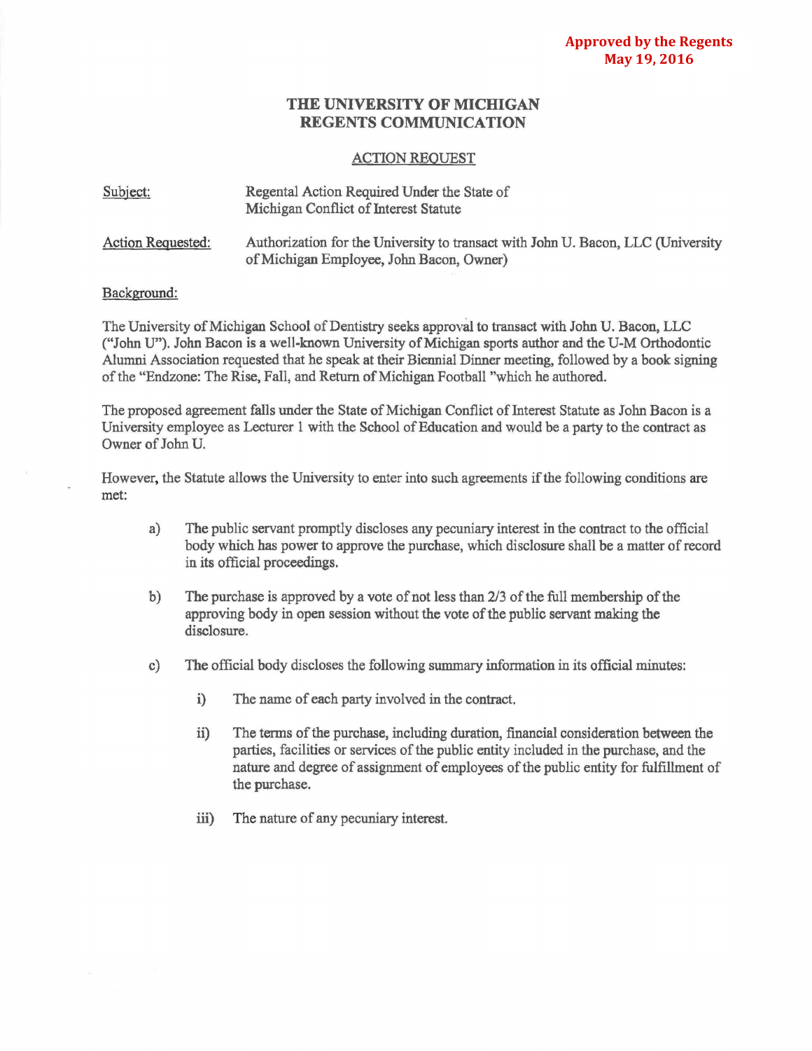**Approved by the Regents**
**May 19, 2016**

# THE UNIVERSITY OF MICHIGAN
# REGENTS COMMUNICATION

## ACTION REQUEST

**Subject:** Regental Action Required Under the State of Michigan Conflict of Interest Statute

**Action Requested:** Authorization for the University to transact with John U. Bacon, LLC (University of Michigan Employee, John Bacon, Owner)

**Background:**

The University of Michigan School of Dentistry seeks approval to transact with John U. Bacon, LLC ("John U"). John Bacon is a well-known University of Michigan sports author and the U-M Orthodontic Alumni Association requested that he speak at their Biennial Dinner meeting, followed by a book signing of the "Endzone: The Rise, Fall, and Return of Michigan Football "which he authored.

The proposed agreement falls under the State of Michigan Conflict of Interest Statute as John Bacon is a University employee as Lecturer 1 with the School of Education and would be a party to the contract as Owner of John U.

However, the Statute allows the University to enter into such agreements if the following conditions are met:

a) The public servant promptly discloses any pecuniary interest in the contract to the official body which has power to approve the purchase, which disclosure shall be a matter of record in its official proceedings.

b) The purchase is approved by a vote of not less than 2/3 of the full membership of the approving body in open session without the vote of the public servant making the disclosure.

c) The official body discloses the following summary information in its official minutes:

   i) The name of each party involved in the contract.

   ii) The terms of the purchase, including duration, financial consideration between the parties, facilities or services of the public entity included in the purchase, and the nature and degree of assignment of employees of the public entity for fulfillment of the purchase.

   iii) The nature of any pecuniary interest.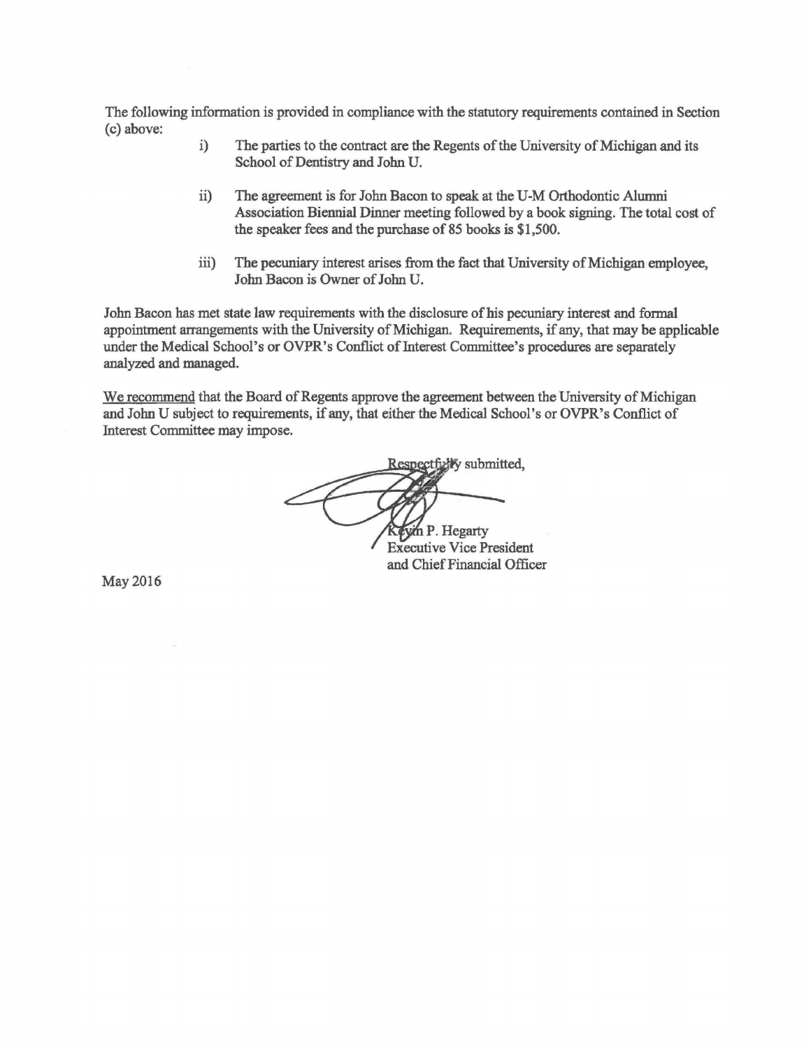The following information is provided in compliance with the statutory requirements contained in Section (c) above:

i) The parties to the contract are the Regents of the University of Michigan and its School of Dentistry and John U.

ii) The agreement is for John Bacon to speak at the U-M Orthodontic Alumni Association Biennial Dinner meeting followed by a book signing. The total cost of the speaker fees and the purchase of 85 books is $1,500.

iii) The pecuniary interest arises from the fact that University of Michigan employee, John Bacon is Owner of John U.

John Bacon has met state law requirements with the disclosure of his pecuniary interest and formal appointment arrangements with the University of Michigan. Requirements, if any, that may be applicable under the Medical School's or OVPR's Conflict of Interest Committee's procedures are separately analyzed and managed.

We recommend that the Board of Regents approve the agreement between the University of Michigan and John U subject to requirements, if any, that either the Medical School's or OVPR's Conflict of Interest Committee may impose.

Respectfully submitted,

Kevin P. Hegarty
Executive Vice President
and Chief Financial Officer

May 2016